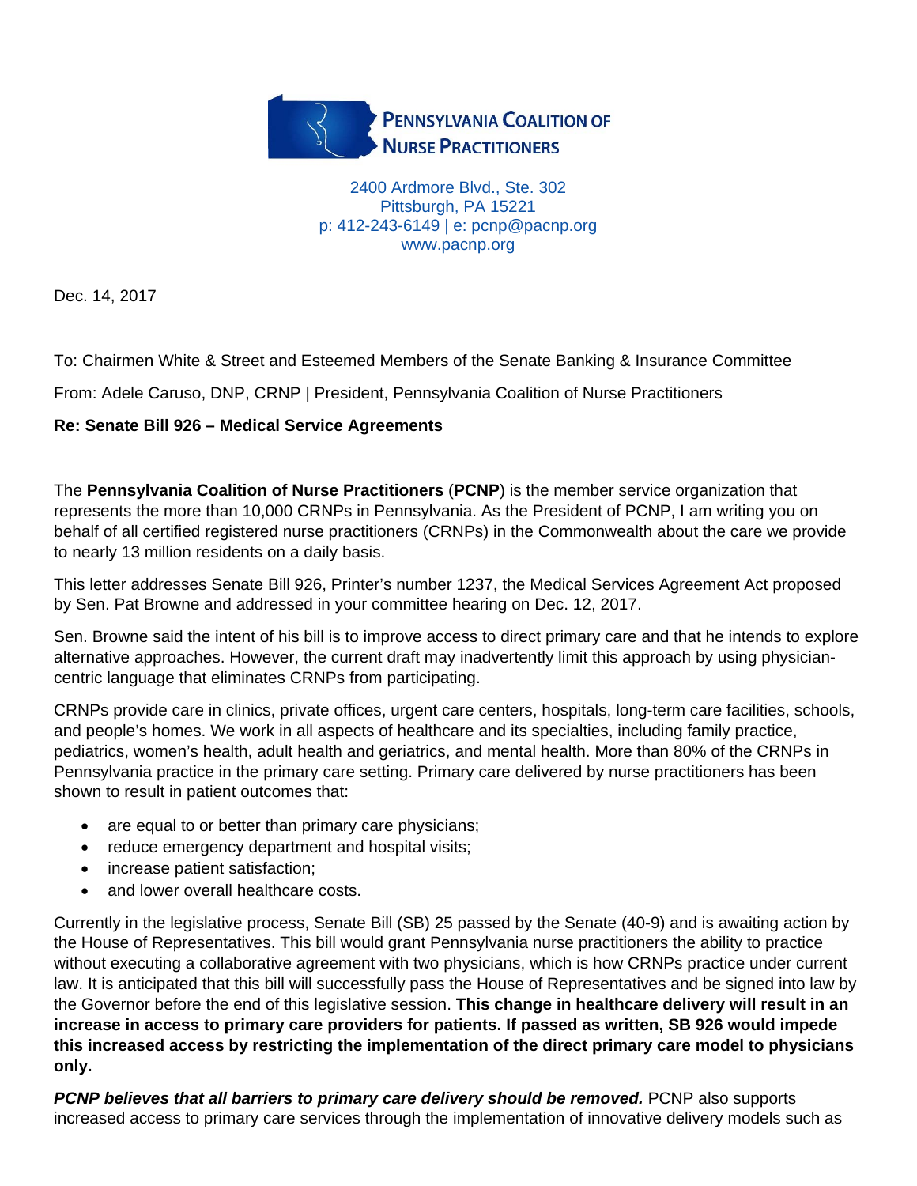**PENNSYLVANIA COALITION OF NURSE PRACTITIONERS**

2400 Ardmore Blvd., Ste. 302
Pittsburgh, PA 15221
p: 412-243-6149 | e: pcnp@pacnp.org
www.pacnp.org

Dec. 14, 2017

To: Chairmen White & Street and Esteemed Members of the Senate Banking & Insurance Committee

From: Adele Caruso, DNP, CRNP | President, Pennsylvania Coalition of Nurse Practitioners

**Re: Senate Bill 926 – Medical Service Agreements**

The **Pennsylvania Coalition of Nurse Practitioners** (**PCNP**) is the member service organization that represents the more than 10,000 CRNPs in Pennsylvania. As the President of PCNP, I am writing you on behalf of all certified registered nurse practitioners (CRNPs) in the Commonwealth about the care we provide to nearly 13 million residents on a daily basis.

This letter addresses Senate Bill 926, Printer's number 1237, the Medical Services Agreement Act proposed by Sen. Pat Browne and addressed in your committee hearing on Dec. 12, 2017.

Sen. Browne said the intent of his bill is to improve access to direct primary care and that he intends to explore alternative approaches. However, the current draft may inadvertently limit this approach by using physician-centric language that eliminates CRNPs from participating.

CRNPs provide care in clinics, private offices, urgent care centers, hospitals, long-term care facilities, schools, and people's homes. We work in all aspects of healthcare and its specialties, including family practice, pediatrics, women's health, adult health and geriatrics, and mental health. More than 80% of the CRNPs in Pennsylvania practice in the primary care setting. Primary care delivered by nurse practitioners has been shown to result in patient outcomes that:

- are equal to or better than primary care physicians;
- reduce emergency department and hospital visits;
- increase patient satisfaction;
- and lower overall healthcare costs.

Currently in the legislative process, Senate Bill (SB) 25 passed by the Senate (40-9) and is awaiting action by the House of Representatives. This bill would grant Pennsylvania nurse practitioners the ability to practice without executing a collaborative agreement with two physicians, which is how CRNPs practice under current law. It is anticipated that this bill will successfully pass the House of Representatives and be signed into law by the Governor before the end of this legislative session. **This change in healthcare delivery will result in an increase in access to primary care providers for patients. If passed as written, SB 926 would impede this increased access by restricting the implementation of the direct primary care model to physicians only.**

***PCNP believes that all barriers to primary care delivery should be removed.*** PCNP also supports increased access to primary care services through the implementation of innovative delivery models such as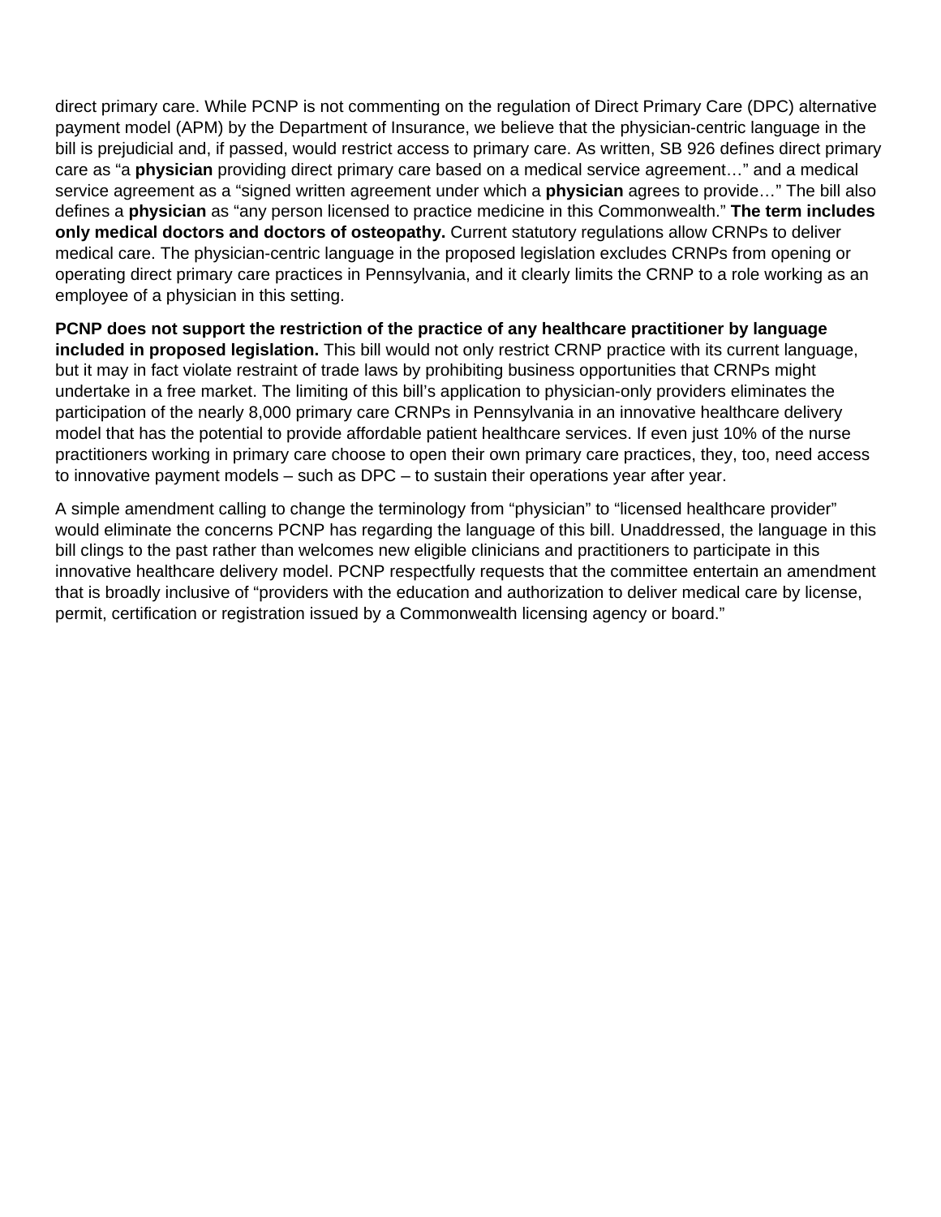direct primary care. While PCNP is not commenting on the regulation of Direct Primary Care (DPC) alternative payment model (APM) by the Department of Insurance, we believe that the physician-centric language in the bill is prejudicial and, if passed, would restrict access to primary care. As written, SB 926 defines direct primary care as "a **physician** providing direct primary care based on a medical service agreement…" and a medical service agreement as a "signed written agreement under which a **physician** agrees to provide…" The bill also defines a **physician** as "any person licensed to practice medicine in this Commonwealth." **The term includes only medical doctors and doctors of osteopathy.** Current statutory regulations allow CRNPs to deliver medical care. The physician-centric language in the proposed legislation excludes CRNPs from opening or operating direct primary care practices in Pennsylvania, and it clearly limits the CRNP to a role working as an employee of a physician in this setting.

**PCNP does not support the restriction of the practice of any healthcare practitioner by language included in proposed legislation.** This bill would not only restrict CRNP practice with its current language, but it may in fact violate restraint of trade laws by prohibiting business opportunities that CRNPs might undertake in a free market. The limiting of this bill's application to physician-only providers eliminates the participation of the nearly 8,000 primary care CRNPs in Pennsylvania in an innovative healthcare delivery model that has the potential to provide affordable patient healthcare services. If even just 10% of the nurse practitioners working in primary care choose to open their own primary care practices, they, too, need access to innovative payment models – such as DPC – to sustain their operations year after year.

A simple amendment calling to change the terminology from "physician" to "licensed healthcare provider" would eliminate the concerns PCNP has regarding the language of this bill. Unaddressed, the language in this bill clings to the past rather than welcomes new eligible clinicians and practitioners to participate in this innovative healthcare delivery model. PCNP respectfully requests that the committee entertain an amendment that is broadly inclusive of "providers with the education and authorization to deliver medical care by license, permit, certification or registration issued by a Commonwealth licensing agency or board."